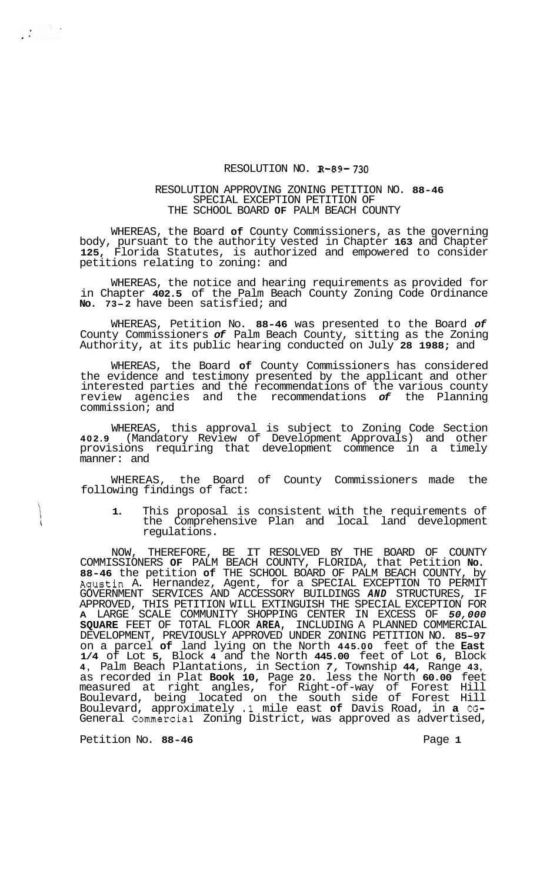RESOLUTION NO. R-89-730

RESOLUTION APPROVING ZONING PETITION NO. 88-46
SPECIAL EXCEPTION PETITION OF
THE SCHOOL BOARD OF PALM BEACH COUNTY

WHEREAS, the Board of County Commissioners, as the governing body, pursuant to the authority vested in Chapter 163 and Chapter 125, Florida Statutes, is authorized and empowered to consider petitions relating to zoning: and

WHEREAS, the notice and hearing requirements as provided for in Chapter 402.5 of the Palm Beach County Zoning Code Ordinance No. 73-2 have been satisfied; and

WHEREAS, Petition No. 88-46 was presented to the Board of County Commissioners of Palm Beach County, sitting as the Zoning Authority, at its public hearing conducted on July 28 1988; and

WHEREAS, the Board of County Commissioners has considered the evidence and testimony presented by the applicant and other interested parties and the recommendations of the various county review agencies and the recommendations of the Planning commission; and

WHEREAS, this approval is subject to Zoning Code Section 402.9 (Mandatory Review of Development Approvals) and other provisions requiring that development commence in a timely manner: and

WHEREAS, the Board of County Commissioners made the following findings of fact:

1. This proposal is consistent with the requirements of the Comprehensive Plan and local land development regulations.

NOW, THEREFORE, BE IT RESOLVED BY THE BOARD OF COUNTY COMMISSIONERS OF PALM BEACH COUNTY, FLORIDA, that Petition No. 88-46 the petition of THE SCHOOL BOARD OF PALM BEACH COUNTY, by Agustin A. Hernandez, Agent, for a SPECIAL EXCEPTION TO PERMIT GOVERNMENT SERVICES AND ACCESSORY BUILDINGS AND STRUCTURES, IF APPROVED, THIS PETITION WILL EXTINGUISH THE SPECIAL EXCEPTION FOR A LARGE SCALE COMMUNITY SHOPPING CENTER IN EXCESS OF 50,000 SQUARE FEET OF TOTAL FLOOR AREA, INCLUDING A PLANNED COMMERCIAL DEVELOPMENT, PREVIOUSLY APPROVED UNDER ZONING PETITION NO. 85-97 on a parcel of land lying on the North 445.00 feet of the East 1/4 of Lot 5, Block 4 and the North 445.00 feet of Lot 6, Block 4, Palm Beach Plantations, in Section 7, Township 44, Range 43, as recorded in Plat Book 10, Page 20. less the North 60.00 feet measured at right angles, for Right-of-way of Forest Hill Boulevard, being located on the south side of Forest Hill Boulevard, approximately .1 mile east of Davis Road, in a CG-General Commercial Zoning District, was approved as advertised,

Petition No. 88-46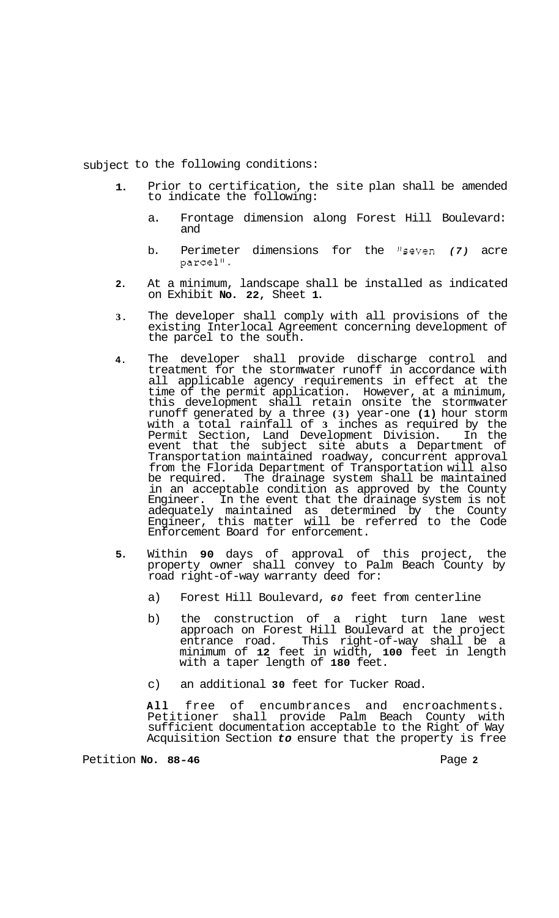subject to the following conditions:

1. Prior to certification, the site plan shall be amended to indicate the following:

   a. Frontage dimension along Forest Hill Boulevard: and

   b. Perimeter dimensions for the "seven (7) acre parcel".

2. At a minimum, landscape shall be installed as indicated on Exhibit No. 22, Sheet 1.

3. The developer shall comply with all provisions of the existing Interlocal Agreement concerning development of the parcel to the south.

4. The developer shall provide discharge control and treatment for the stormwater runoff in accordance with all applicable agency requirements in effect at the time of the permit application. However, at a minimum, this development shall retain onsite the stormwater runoff generated by a three (3) year-one (1) hour storm with a total rainfall of 3 inches as required by the Permit Section, Land Development Division. In the event that the subject site abuts a Department of Transportation maintained roadway, concurrent approval from the Florida Department of Transportation will also be required. The drainage system shall be maintained in an acceptable condition as approved by the County Engineer. In the event that the drainage system is not adequately maintained as determined by the County Engineer, this matter will be referred to the Code Enforcement Board for enforcement.

5. Within 90 days of approval of this project, the property owner shall convey to Palm Beach County by road right-of-way warranty deed for:

   a) Forest Hill Boulevard, 60 feet from centerline

   b) the construction of a right turn lane west approach on Forest Hill Boulevard at the project entrance road. This right-of-way shall be a minimum of 12 feet in width, 100 feet in length with a taper length of 180 feet.

   c) an additional 30 feet for Tucker Road.

   All free of encumbrances and encroachments. Petitioner shall provide Palm Beach County with sufficient documentation acceptable to the Right of Way Acquisition Section to ensure that the property is free

Petition No. 88-46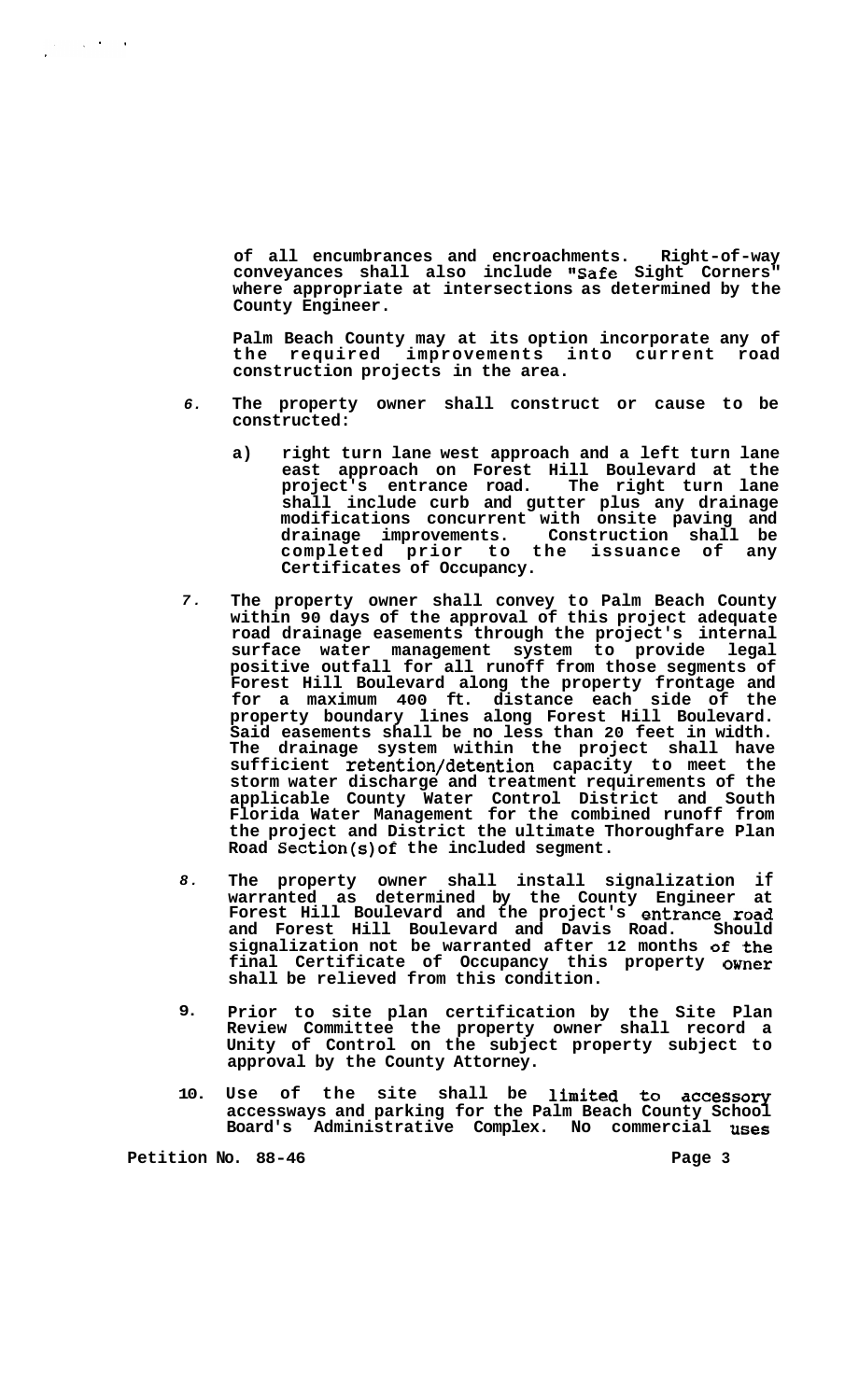of all encumbrances and encroachments. Right-of-way conveyances shall also include "Safe Sight Corners" where appropriate at intersections as determined by the County Engineer.

Palm Beach County may at its option incorporate any of the required improvements into current road construction projects in the area.

6. The property owner shall construct or cause to be constructed:

   a) right turn lane west approach and a left turn lane east approach on Forest Hill Boulevard at the project's entrance road. The right turn lane shall include curb and gutter plus any drainage modifications concurrent with onsite paving and drainage improvements. Construction shall be completed prior to the issuance of any Certificates of Occupancy.

7. The property owner shall convey to Palm Beach County within 90 days of the approval of this project adequate road drainage easements through the project's internal surface water management system to provide legal positive outfall for all runoff from those segments of Forest Hill Boulevard along the property frontage and for a maximum 400 ft. distance each side of the property boundary lines along Forest Hill Boulevard. Said easements shall be no less than 20 feet in width. The drainage system within the project shall have sufficient retention/detention capacity to meet the storm water discharge and treatment requirements of the applicable County Water Control District and South Florida Water Management for the combined runoff from the project and District the ultimate Thoroughfare Plan Road Section(s)of the included segment.

8. The property owner shall install signalization if warranted as determined by the County Engineer at Forest Hill Boulevard and the project's entrance road and Forest Hill Boulevard and Davis Road. Should signalization not be warranted after 12 months of the final Certificate of Occupancy this property owner shall be relieved from this condition.

9. Prior to site plan certification by the Site Plan Review Committee the property owner shall record a Unity of Control on the subject property subject to approval by the County Attorney.

10. Use of the site shall be limited to accessory accessways and parking for the Palm Beach County School Board's Administrative Complex. No commercial uses

Petition No. 88-46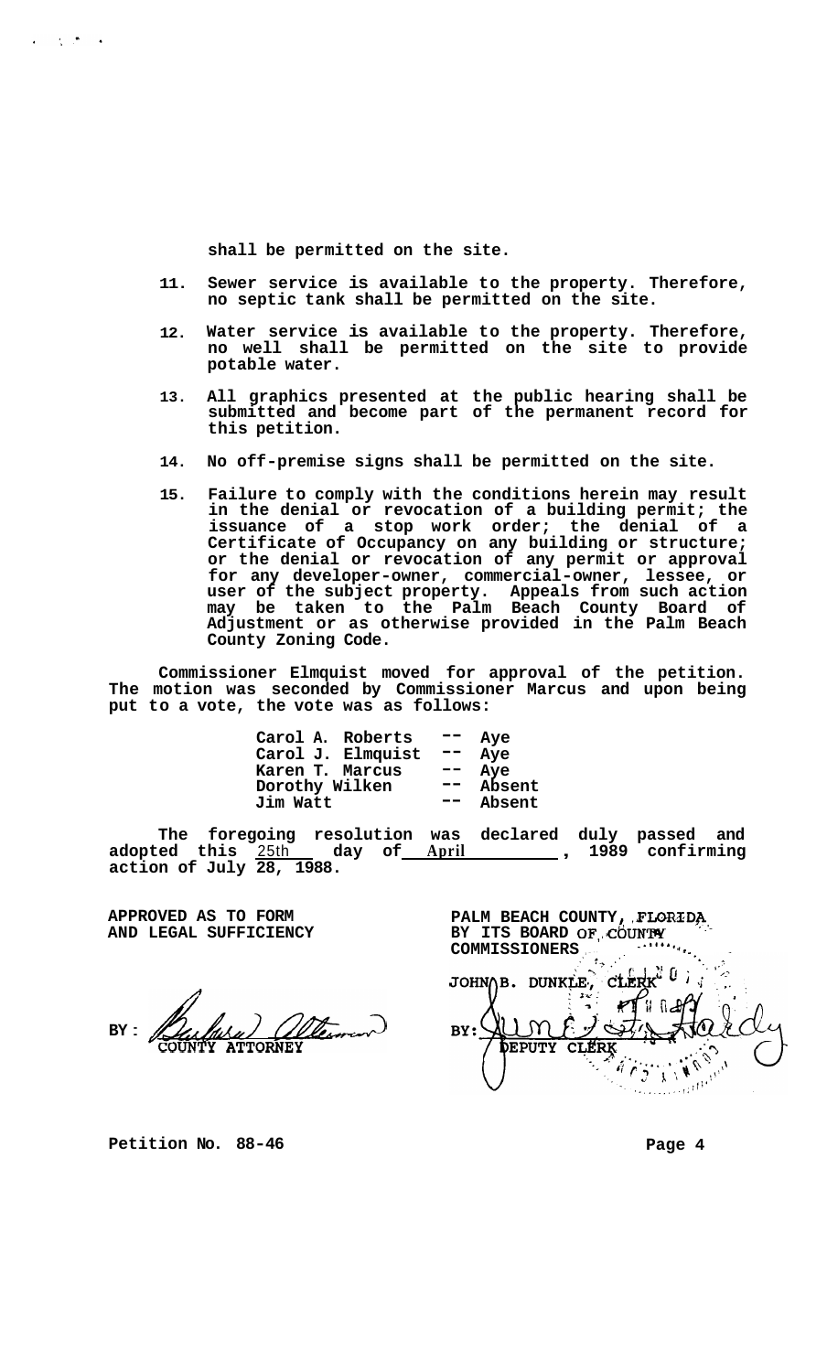shall be permitted on the site.

11. Sewer service is available to the property. Therefore, no septic tank shall be permitted on the site.

12. Water service is available to the property. Therefore, no well shall be permitted on the site to provide potable water.

13. All graphics presented at the public hearing shall be submitted and become part of the permanent record for this petition.

14. No off-premise signs shall be permitted on the site.

15. Failure to comply with the conditions herein may result in the denial or revocation of a building permit; the issuance of a stop work order; the denial of a Certificate of Occupancy on any building or structure; or the denial or revocation of any permit or approval for any developer-owner, commercial-owner, lessee, or user of the subject property. Appeals from such action may be taken to the Palm Beach County Board of Adjustment or as otherwise provided in the Palm Beach County Zoning Code.

Commissioner Elmquist moved for approval of the petition. The motion was seconded by Commissioner Marcus and upon being put to a vote, the vote was as follows:

| | | |
|---|---|---|
| Carol A. Roberts | -- | Aye |
| Carol J. Elmquist | -- | Aye |
| Karen T. Marcus | -- | Aye |
| Dorothy Wilken | -- | Absent |
| Jim Watt | -- | Absent |

The foregoing resolution was declared duly passed and adopted this 25th day of April, 1989 confirming action of July 28, 1988.

APPROVED AS TO FORM AND LEGAL SUFFICIENCY

BY: COUNTY ATTORNEY

PALM BEACH COUNTY, FLORIDA
BY ITS BOARD OF COUNTY COMMISSIONERS

JOHN B. DUNKLE, CLERK

BY: DEPUTY CLERK

Petition No. 88-46